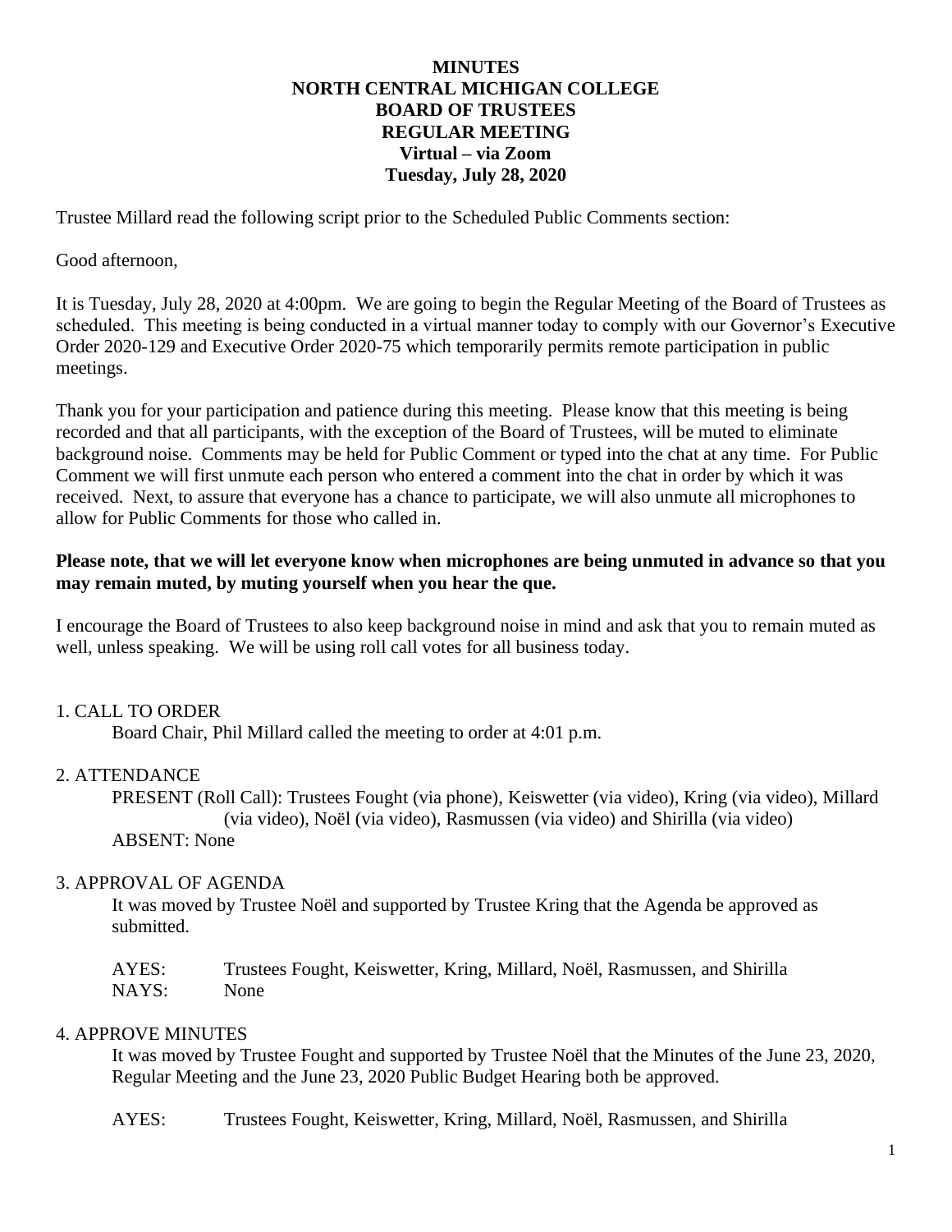**MINUTES**
**NORTH CENTRAL MICHIGAN COLLEGE**
**BOARD OF TRUSTEES**
**REGULAR MEETING**
**Virtual – via Zoom**
**Tuesday, July 28, 2020**

Trustee Millard read the following script prior to the Scheduled Public Comments section:

Good afternoon,

It is Tuesday, July 28, 2020 at 4:00pm. We are going to begin the Regular Meeting of the Board of Trustees as scheduled. This meeting is being conducted in a virtual manner today to comply with our Governor's Executive Order 2020-129 and Executive Order 2020-75 which temporarily permits remote participation in public meetings.

Thank you for your participation and patience during this meeting. Please know that this meeting is being recorded and that all participants, with the exception of the Board of Trustees, will be muted to eliminate background noise. Comments may be held for Public Comment or typed into the chat at any time. For Public Comment we will first unmute each person who entered a comment into the chat in order by which it was received. Next, to assure that everyone has a chance to participate, we will also unmute all microphones to allow for Public Comments for those who called in.

**Please note, that we will let everyone know when microphones are being unmuted in advance so that you may remain muted, by muting yourself when you hear the que.**

I encourage the Board of Trustees to also keep background noise in mind and ask that you to remain muted as well, unless speaking. We will be using roll call votes for all business today.

1. CALL TO ORDER

Board Chair, Phil Millard called the meeting to order at 4:01 p.m.

2. ATTENDANCE

PRESENT (Roll Call): Trustees Fought (via phone), Keiswetter (via video), Kring (via video), Millard (via video), Noël (via video), Rasmussen (via video) and Shirilla (via video)

ABSENT: None

3. APPROVAL OF AGENDA

It was moved by Trustee Noël and supported by Trustee Kring that the Agenda be approved as submitted.

AYES: Trustees Fought, Keiswetter, Kring, Millard, Noël, Rasmussen, and Shirilla
NAYS: None

4. APPROVE MINUTES

It was moved by Trustee Fought and supported by Trustee Noël that the Minutes of the June 23, 2020, Regular Meeting and the June 23, 2020 Public Budget Hearing both be approved.

AYES: Trustees Fought, Keiswetter, Kring, Millard, Noël, Rasmussen, and Shirilla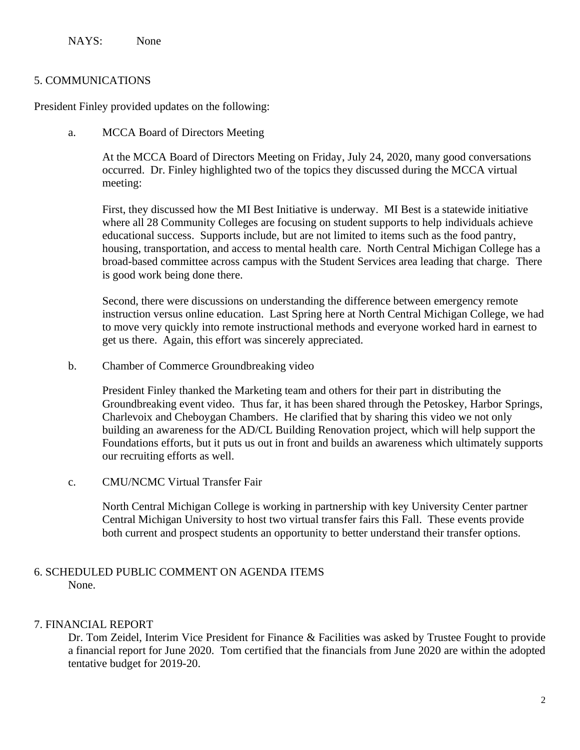NAYS: None

## 5. COMMUNICATIONS

President Finley provided updates on the following:

a. MCCA Board of Directors Meeting

At the MCCA Board of Directors Meeting on Friday, July 24, 2020, many good conversations occurred. Dr. Finley highlighted two of the topics they discussed during the MCCA virtual meeting:

First, they discussed how the MI Best Initiative is underway. MI Best is a statewide initiative where all 28 Community Colleges are focusing on student supports to help individuals achieve educational success. Supports include, but are not limited to items such as the food pantry, housing, transportation, and access to mental health care. North Central Michigan College has a broad-based committee across campus with the Student Services area leading that charge. There is good work being done there.

Second, there were discussions on understanding the difference between emergency remote instruction versus online education. Last Spring here at North Central Michigan College, we had to move very quickly into remote instructional methods and everyone worked hard in earnest to get us there. Again, this effort was sincerely appreciated.

b. Chamber of Commerce Groundbreaking video

President Finley thanked the Marketing team and others for their part in distributing the Groundbreaking event video. Thus far, it has been shared through the Petoskey, Harbor Springs, Charlevoix and Cheboygan Chambers. He clarified that by sharing this video we not only building an awareness for the AD/CL Building Renovation project, which will help support the Foundations efforts, but it puts us out in front and builds an awareness which ultimately supports our recruiting efforts as well.

c. CMU/NCMC Virtual Transfer Fair

North Central Michigan College is working in partnership with key University Center partner Central Michigan University to host two virtual transfer fairs this Fall. These events provide both current and prospect students an opportunity to better understand their transfer options.

## 6. SCHEDULED PUBLIC COMMENT ON AGENDA ITEMS

None.

## 7. FINANCIAL REPORT

Dr. Tom Zeidel, Interim Vice President for Finance & Facilities was asked by Trustee Fought to provide a financial report for June 2020. Tom certified that the financials from June 2020 are within the adopted tentative budget for 2019-20.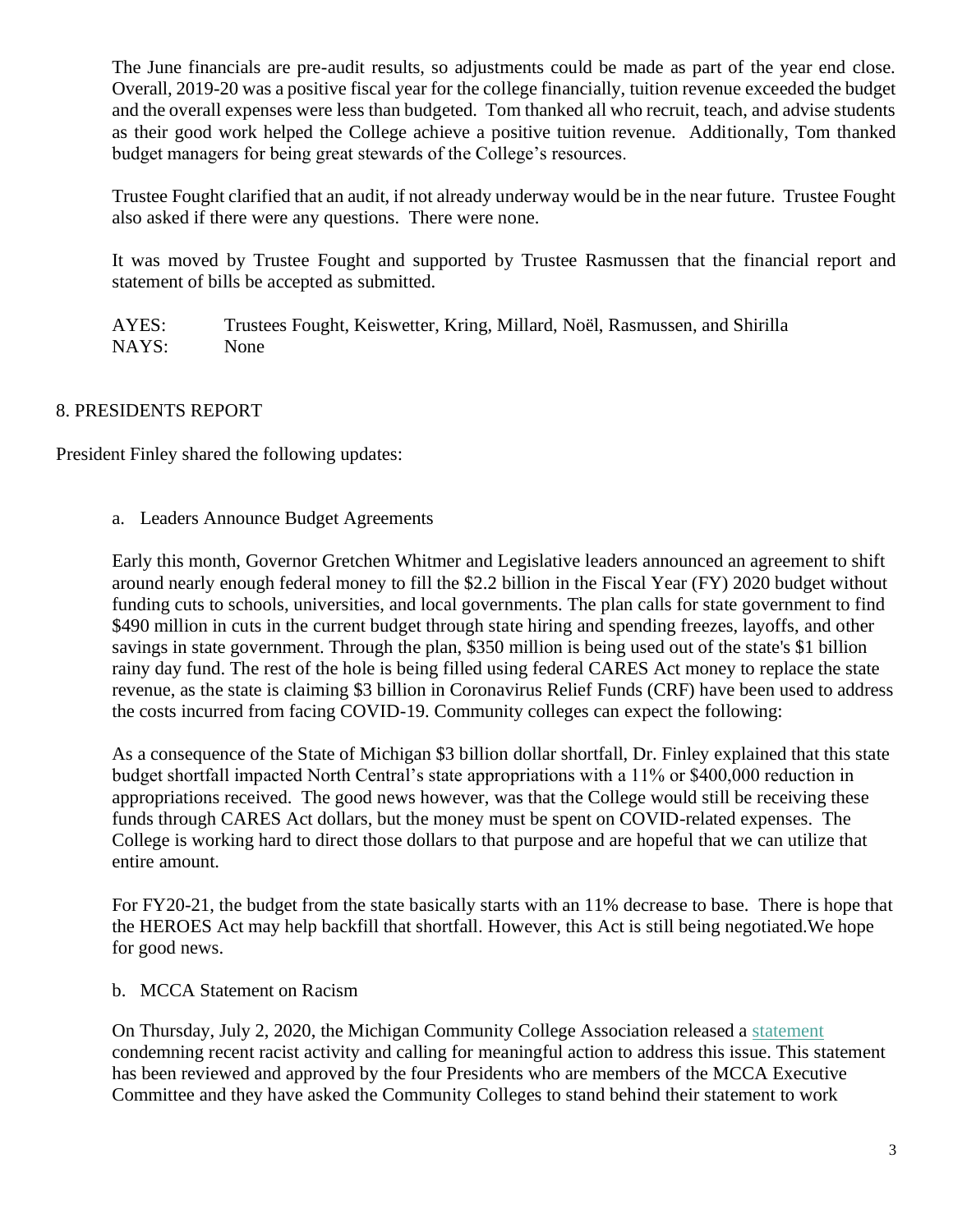The June financials are pre-audit results, so adjustments could be made as part of the year end close. Overall, 2019-20 was a positive fiscal year for the college financially, tuition revenue exceeded the budget and the overall expenses were less than budgeted. Tom thanked all who recruit, teach, and advise students as their good work helped the College achieve a positive tuition revenue. Additionally, Tom thanked budget managers for being great stewards of the College's resources.

Trustee Fought clarified that an audit, if not already underway would be in the near future. Trustee Fought also asked if there were any questions. There were none.

It was moved by Trustee Fought and supported by Trustee Rasmussen that the financial report and statement of bills be accepted as submitted.

AYES: Trustees Fought, Keiswetter, Kring, Millard, Noël, Rasmussen, and Shirilla
NAYS: None

## 8. PRESIDENTS REPORT

President Finley shared the following updates:

a. Leaders Announce Budget Agreements

Early this month, Governor Gretchen Whitmer and Legislative leaders announced an agreement to shift around nearly enough federal money to fill the $2.2 billion in the Fiscal Year (FY) 2020 budget without funding cuts to schools, universities, and local governments. The plan calls for state government to find $490 million in cuts in the current budget through state hiring and spending freezes, layoffs, and other savings in state government. Through the plan, $350 million is being used out of the state's $1 billion rainy day fund. The rest of the hole is being filled using federal CARES Act money to replace the state revenue, as the state is claiming $3 billion in Coronavirus Relief Funds (CRF) have been used to address the costs incurred from facing COVID-19. Community colleges can expect the following:

As a consequence of the State of Michigan $3 billion dollar shortfall, Dr. Finley explained that this state budget shortfall impacted North Central's state appropriations with a 11% or $400,000 reduction in appropriations received. The good news however, was that the College would still be receiving these funds through CARES Act dollars, but the money must be spent on COVID-related expenses. The College is working hard to direct those dollars to that purpose and are hopeful that we can utilize that entire amount.

For FY20-21, the budget from the state basically starts with an 11% decrease to base. There is hope that the HEROES Act may help backfill that shortfall. However, this Act is still being negotiated.We hope for good news.

b. MCCA Statement on Racism

On Thursday, July 2, 2020, the Michigan Community College Association released a statement condemning recent racist activity and calling for meaningful action to address this issue. This statement has been reviewed and approved by the four Presidents who are members of the MCCA Executive Committee and they have asked the Community Colleges to stand behind their statement to work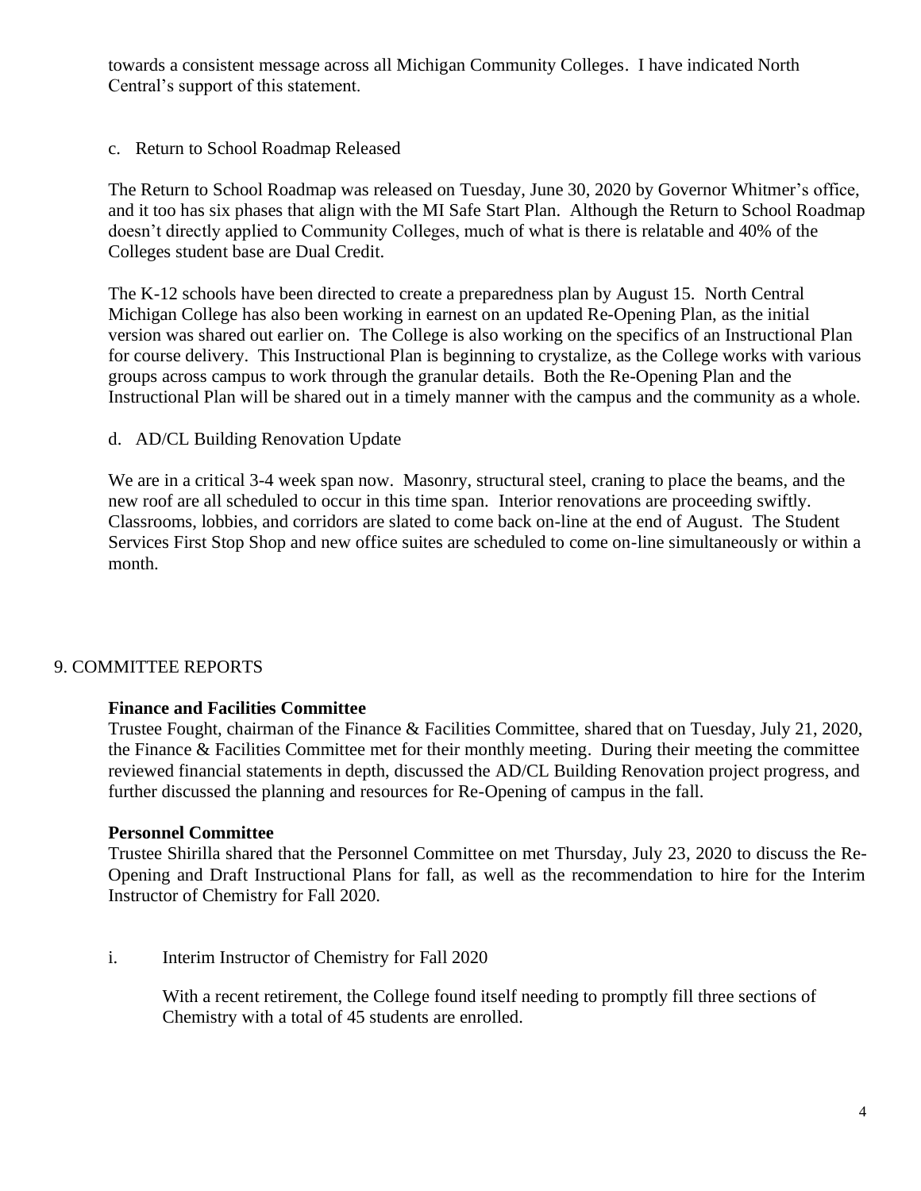towards a consistent message across all Michigan Community Colleges. I have indicated North Central's support of this statement.

c. Return to School Roadmap Released

The Return to School Roadmap was released on Tuesday, June 30, 2020 by Governor Whitmer's office, and it too has six phases that align with the MI Safe Start Plan. Although the Return to School Roadmap doesn't directly applied to Community Colleges, much of what is there is relatable and 40% of the Colleges student base are Dual Credit.

The K-12 schools have been directed to create a preparedness plan by August 15. North Central Michigan College has also been working in earnest on an updated Re-Opening Plan, as the initial version was shared out earlier on. The College is also working on the specifics of an Instructional Plan for course delivery. This Instructional Plan is beginning to crystalize, as the College works with various groups across campus to work through the granular details. Both the Re-Opening Plan and the Instructional Plan will be shared out in a timely manner with the campus and the community as a whole.

d. AD/CL Building Renovation Update

We are in a critical 3-4 week span now. Masonry, structural steel, craning to place the beams, and the new roof are all scheduled to occur in this time span. Interior renovations are proceeding swiftly. Classrooms, lobbies, and corridors are slated to come back on-line at the end of August. The Student Services First Stop Shop and new office suites are scheduled to come on-line simultaneously or within a month.

## 9. COMMITTEE REPORTS

**Finance and Facilities Committee**

Trustee Fought, chairman of the Finance & Facilities Committee, shared that on Tuesday, July 21, 2020, the Finance & Facilities Committee met for their monthly meeting. During their meeting the committee reviewed financial statements in depth, discussed the AD/CL Building Renovation project progress, and further discussed the planning and resources for Re-Opening of campus in the fall.

**Personnel Committee**

Trustee Shirilla shared that the Personnel Committee on met Thursday, July 23, 2020 to discuss the Re-Opening and Draft Instructional Plans for fall, as well as the recommendation to hire for the Interim Instructor of Chemistry for Fall 2020.

i. Interim Instructor of Chemistry for Fall 2020

With a recent retirement, the College found itself needing to promptly fill three sections of Chemistry with a total of 45 students are enrolled.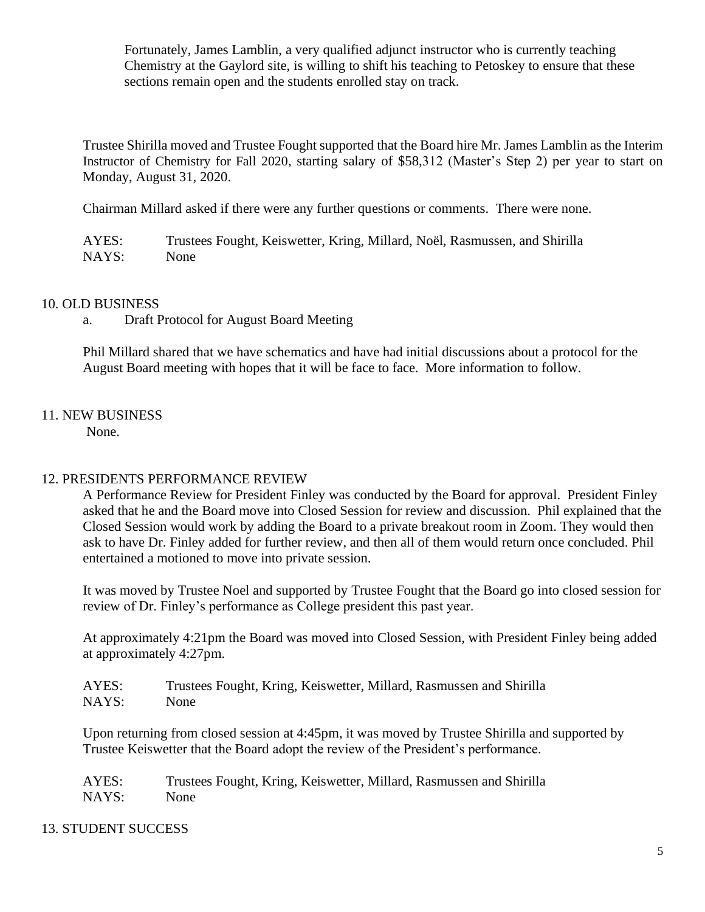Fortunately, James Lamblin, a very qualified adjunct instructor who is currently teaching Chemistry at the Gaylord site, is willing to shift his teaching to Petoskey to ensure that these sections remain open and the students enrolled stay on track.

Trustee Shirilla moved and Trustee Fought supported that the Board hire Mr. James Lamblin as the Interim Instructor of Chemistry for Fall 2020, starting salary of $58,312 (Master's Step 2) per year to start on Monday, August 31, 2020.

Chairman Millard asked if there were any further questions or comments. There were none.

AYES: Trustees Fought, Keiswetter, Kring, Millard, Noël, Rasmussen, and Shirilla
NAYS: None

## 10. OLD BUSINESS

a. Draft Protocol for August Board Meeting

Phil Millard shared that we have schematics and have had initial discussions about a protocol for the August Board meeting with hopes that it will be face to face. More information to follow.

## 11. NEW BUSINESS

None.

## 12. PRESIDENTS PERFORMANCE REVIEW

A Performance Review for President Finley was conducted by the Board for approval. President Finley asked that he and the Board move into Closed Session for review and discussion. Phil explained that the Closed Session would work by adding the Board to a private breakout room in Zoom. They would then ask to have Dr. Finley added for further review, and then all of them would return once concluded. Phil entertained a motioned to move into private session.

It was moved by Trustee Noel and supported by Trustee Fought that the Board go into closed session for review of Dr. Finley's performance as College president this past year.

At approximately 4:21pm the Board was moved into Closed Session, with President Finley being added at approximately 4:27pm.

AYES: Trustees Fought, Kring, Keiswetter, Millard, Rasmussen and Shirilla
NAYS: None

Upon returning from closed session at 4:45pm, it was moved by Trustee Shirilla and supported by Trustee Keiswetter that the Board adopt the review of the President's performance.

AYES: Trustees Fought, Kring, Keiswetter, Millard, Rasmussen and Shirilla
NAYS: None

## 13. STUDENT SUCCESS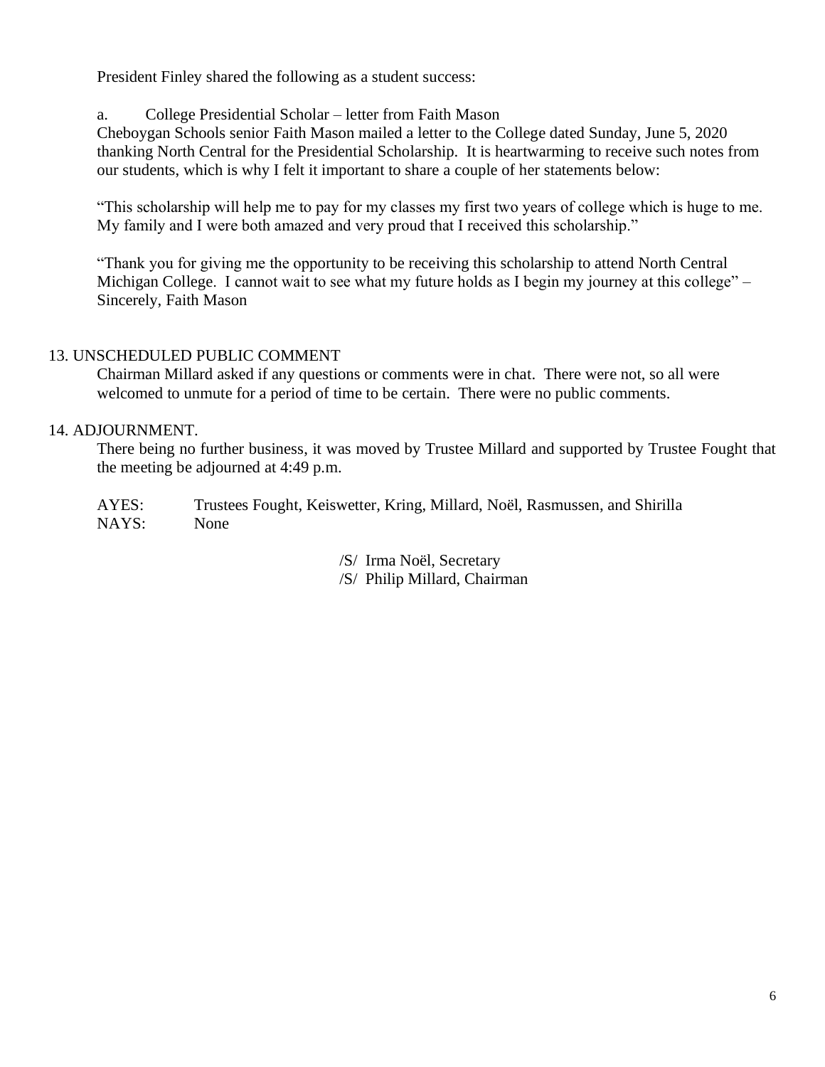President Finley shared the following as a student success:

a. College Presidential Scholar – letter from Faith Mason

Cheboygan Schools senior Faith Mason mailed a letter to the College dated Sunday, June 5, 2020 thanking North Central for the Presidential Scholarship. It is heartwarming to receive such notes from our students, which is why I felt it important to share a couple of her statements below:

"This scholarship will help me to pay for my classes my first two years of college which is huge to me. My family and I were both amazed and very proud that I received this scholarship."

"Thank you for giving me the opportunity to be receiving this scholarship to attend North Central Michigan College. I cannot wait to see what my future holds as I begin my journey at this college" – Sincerely, Faith Mason

## 13. UNSCHEDULED PUBLIC COMMENT

Chairman Millard asked if any questions or comments were in chat. There were not, so all were welcomed to unmute for a period of time to be certain. There were no public comments.

## 14. ADJOURNMENT.

There being no further business, it was moved by Trustee Millard and supported by Trustee Fought that the meeting be adjourned at 4:49 p.m.

AYES: Trustees Fought, Keiswetter, Kring, Millard, Noël, Rasmussen, and Shirilla
NAYS: None

/S/ Irma Noël, Secretary
/S/ Philip Millard, Chairman